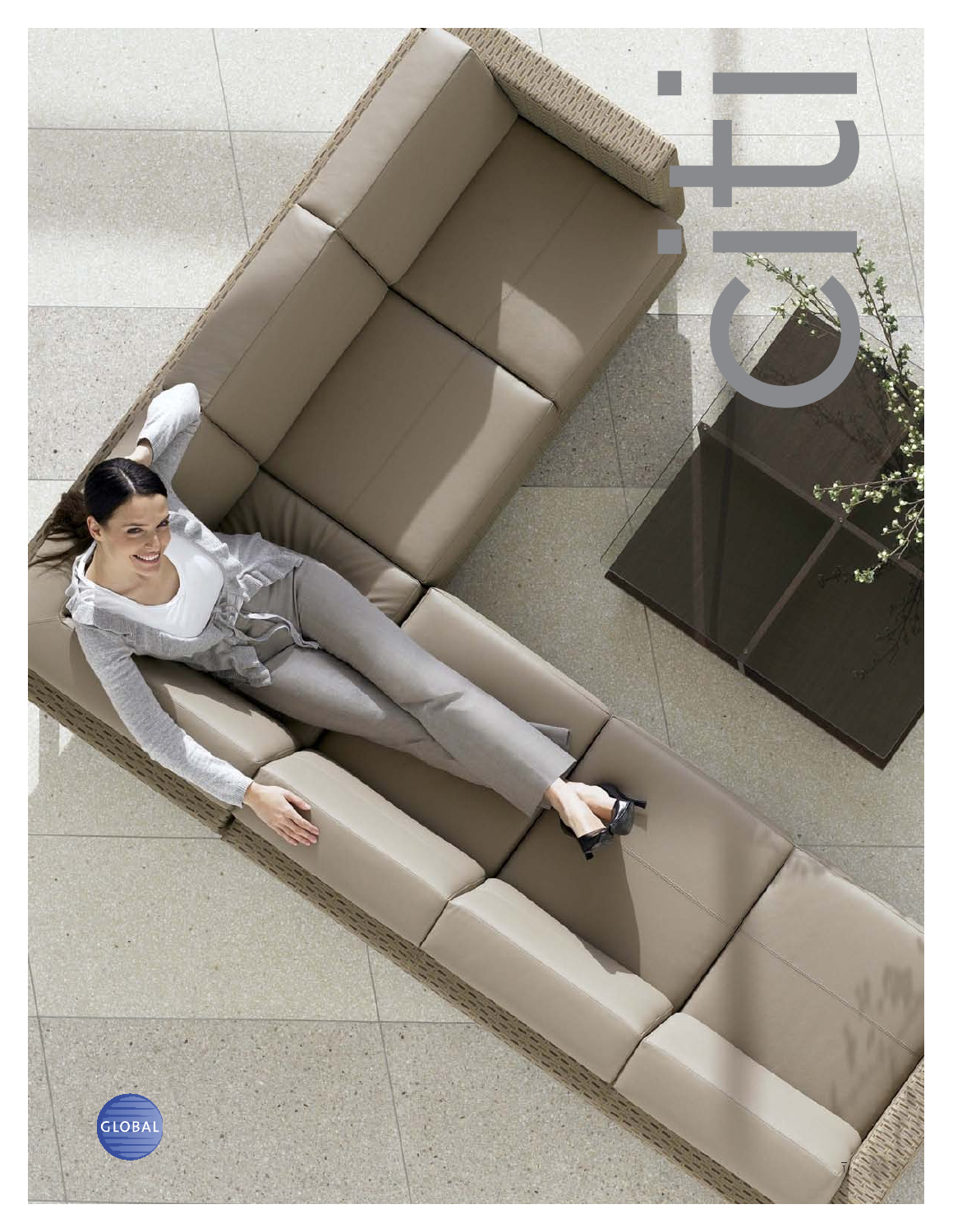# citi

GLOBAL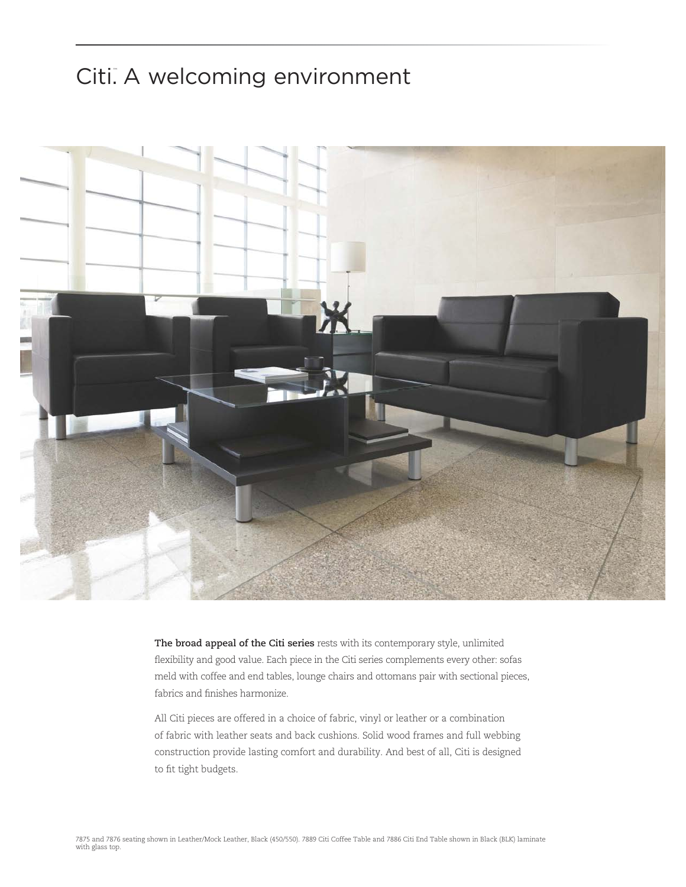# Citi™. A welcoming environment

**The broad appeal of the Citi series** rests with its contemporary style, unlimited flexibility and good value. Each piece in the Citi series complements every other: sofas meld with coffee and end tables, lounge chairs and ottomans pair with sectional pieces, fabrics and finishes harmonize.

All Citi pieces are offered in a choice of fabric, vinyl or leather or a combination of fabric with leather seats and back cushions. Solid wood frames and full webbing construction provide lasting comfort and durability. And best of all, Citi is designed to fit tight budgets.

7875 and 7876 seating shown in Leather/Mock Leather, Black (450/550). 7889 Citi Coffee Table and 7886 Citi End Table shown in Black (BLK) laminate with glass top.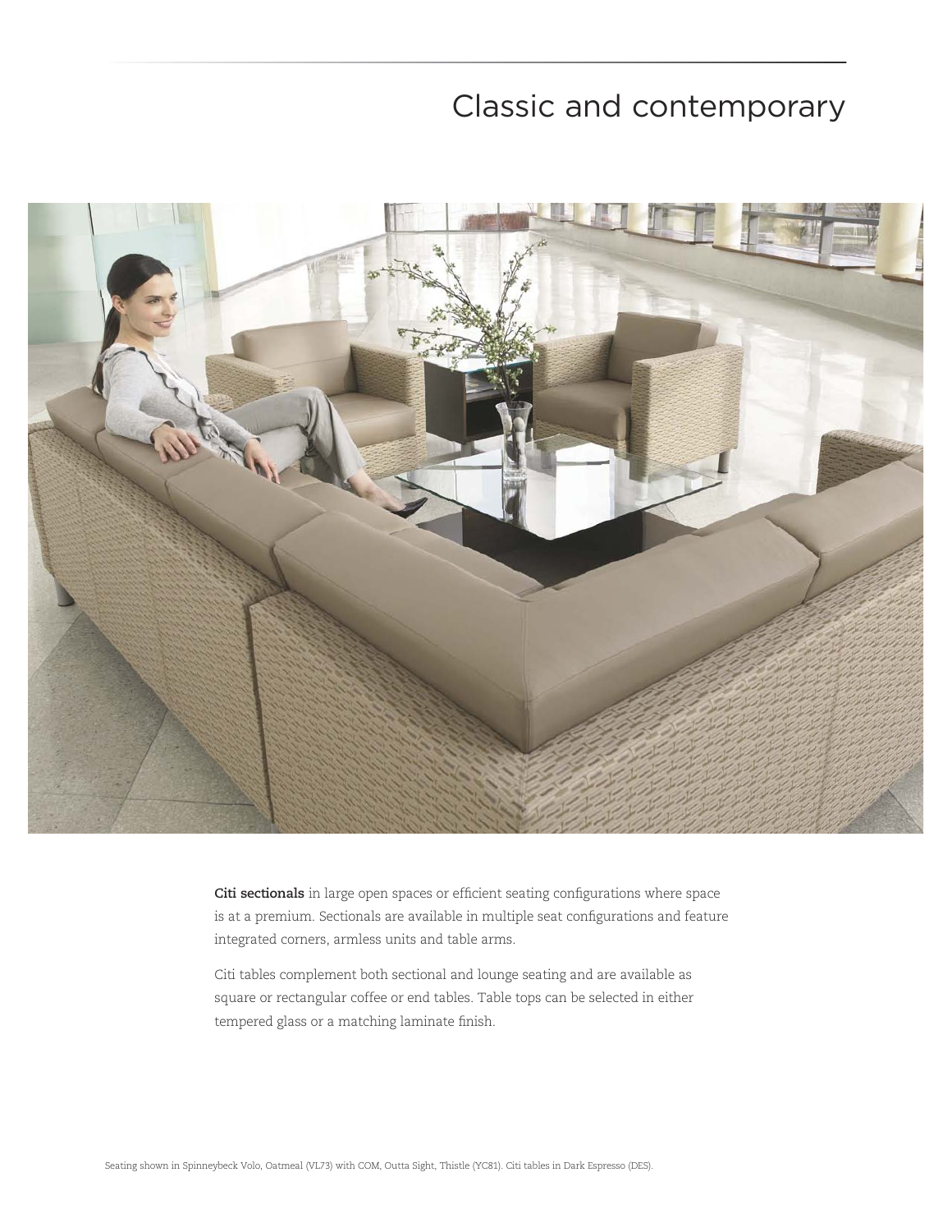# Classic and contemporary

**Citi sectionals** in large open spaces or efficient seating configurations where space is at a premium. Sectionals are available in multiple seat configurations and feature integrated corners, armless units and table arms.

Citi tables complement both sectional and lounge seating and are available as square or rectangular coffee or end tables. Table tops can be selected in either tempered glass or a matching laminate finish.

Seating shown in Spinneybeck Volo, Oatmeal (VL73) with COM, Outta Sight, Thistle (YC81). Citi tables in Dark Espresso (DES).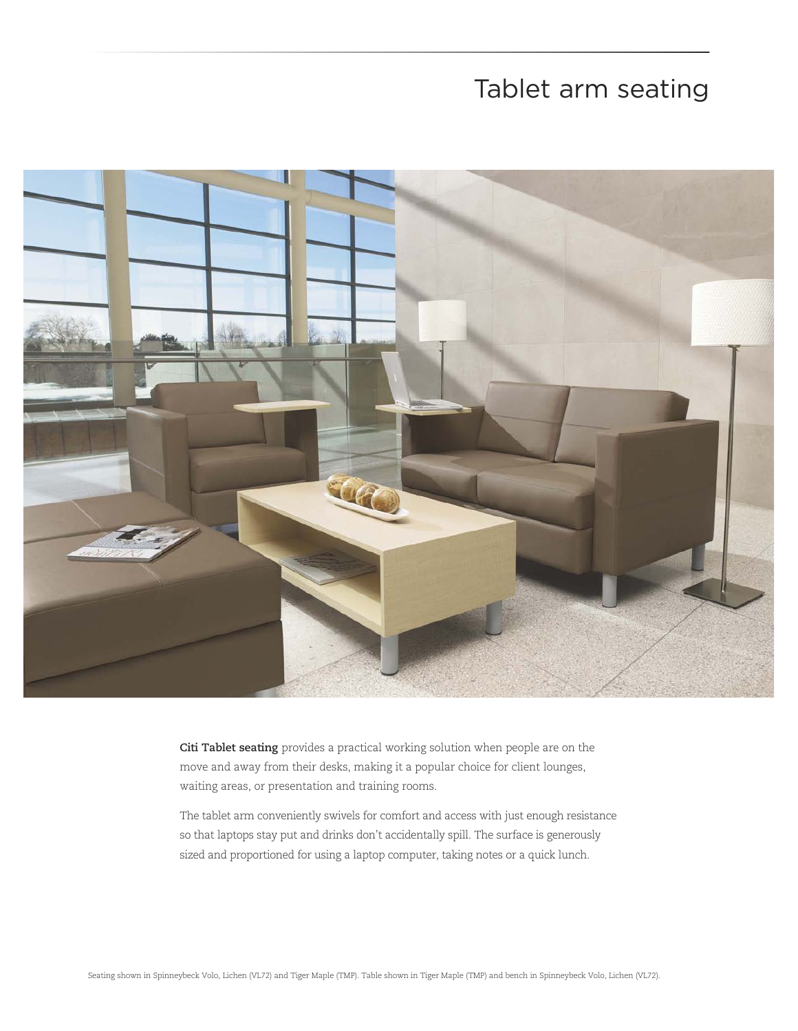# Tablet arm seating

**Citi Tablet seating** provides a practical working solution when people are on the move and away from their desks, making it a popular choice for client lounges, waiting areas, or presentation and training rooms.

The tablet arm conveniently swivels for comfort and access with just enough resistance so that laptops stay put and drinks don't accidentally spill. The surface is generously sized and proportioned for using a laptop computer, taking notes or a quick lunch.

Seating shown in Spinneybeck Volo, Lichen (VL72) and Tiger Maple (TMP). Table shown in Tiger Maple (TMP) and bench in Spinneybeck Volo, Lichen (VL72).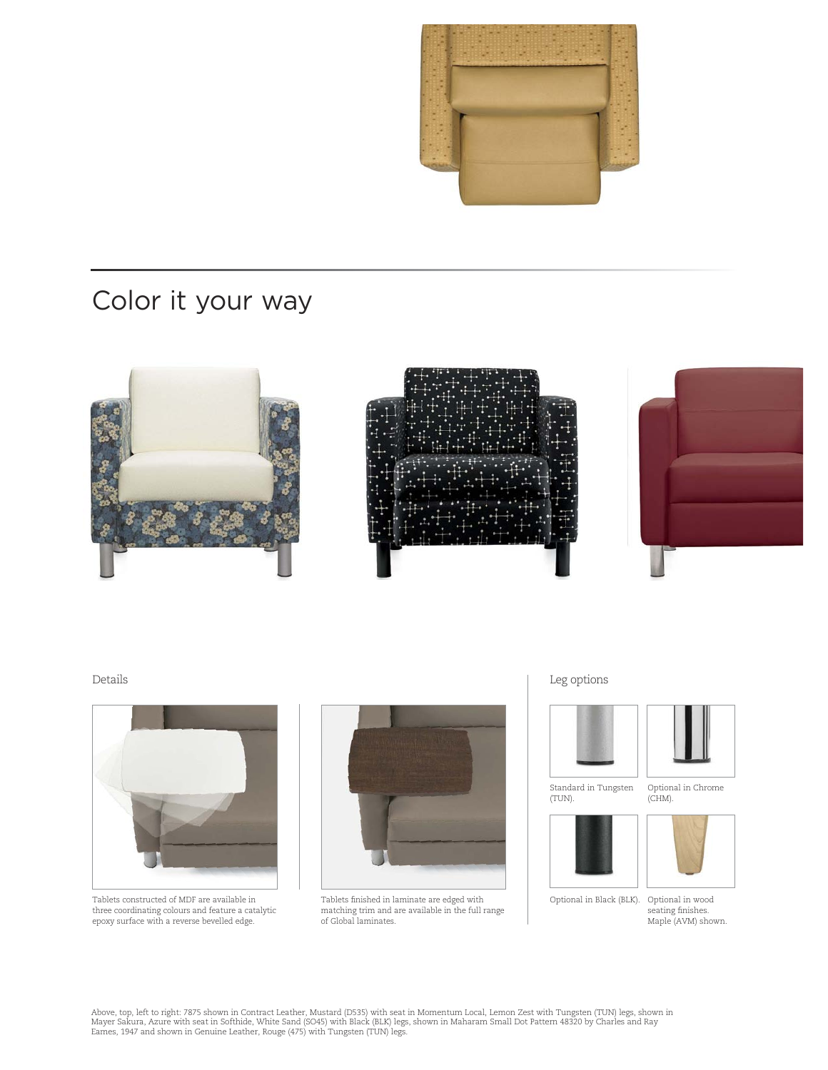## Color it your way

### Details

Tablets constructed of MDF are available in three coordinating colours and feature a catalytic epoxy surface with a reverse bevelled edge.

Tablets finished in laminate are edged with matching trim and are available in the full range of Global laminates.

### Leg options

Standard in Tungsten (TUN).

Optional in Chrome (CHM).

Optional in Black (BLK).

Optional in wood seating finishes. Maple (AVM) shown.

Above, top, left to right: 7875 shown in Contract Leather, Mustard (D535) with seat in Momentum Local, Lemon Zest with Tungsten (TUN) legs, shown in Mayer Sakura, Azure with seat in Softhide, White Sand (SO45) with Black (BLK) legs, shown in Maharam Small Dot Pattern 48320 by Charles and Ray Eames, 1947 and shown in Genuine Leather, Rouge (475) with Tungsten (TUN) legs.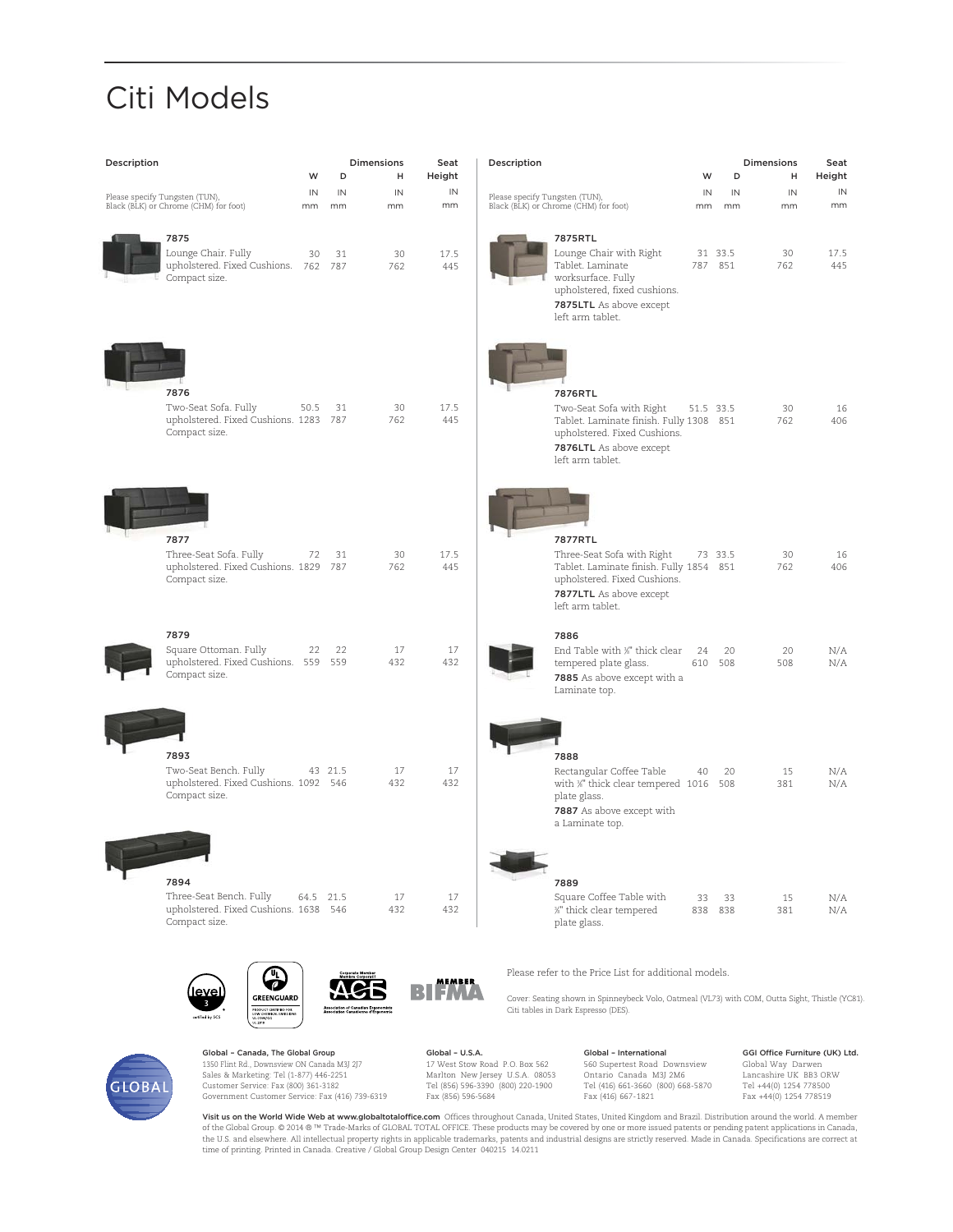# Citi Models

| Description | W | D | Dimensions H | Seat Height |
|---|---|---|---|---|
| Please specify Tungsten (TUN), Black (BLK) or Chrome (CHM) for foot | IN mm | IN mm | IN mm | IN mm |
| **7875** Lounge Chair. Fully upholstered. Fixed Cushions. Compact size. | 30 762 | 31 787 | 30 762 | 17.5 445 |
| **7876** Two-Seat Sofa. Fully upholstered. Fixed Cushions. Compact size. | 50.5 1283 | 31 787 | 30 762 | 17.5 445 |
| **7877** Three-Seat Sofa. Fully upholstered. Fixed Cushions. Compact size. | 72 1829 | 31 787 | 30 762 | 17.5 445 |
| **7879** Square Ottoman. Fully upholstered. Fixed Cushions. Compact size. | 22 559 | 22 559 | 17 432 | 17 432 |
| **7893** Two-Seat Bench. Fully upholstered. Fixed Cushions. Compact size. | 43 1092 | 21.5 546 | 17 432 | 17 432 |
| **7894** Three-Seat Bench. Fully upholstered. Fixed Cushions. Compact size. | 64.5 1638 | 21.5 546 | 17 432 | 17 432 |

| Description | W | D | Dimensions H | Seat Height |
|---|---|---|---|---|
| Please specify Tungsten (TUN), Black (BLK) or Chrome (CHM) for foot | IN mm | IN mm | IN mm | IN mm |
| **7875RTL** Lounge Chair with Right Tablet. Laminate worksurface. Fully upholstered, fixed cushions. **7875LTL** As above except left arm tablet. | 31 787 | 33.5 851 | 30 762 | 17.5 445 |
| **7876RTL** Two-Seat Sofa with Right Tablet. Laminate finish. Fully upholstered. Fixed Cushions. **7876LTL** As above except left arm tablet. | 51.5 1308 | 33.5 851 | 30 762 | 16 406 |
| **7877RTL** Three-Seat Sofa with Right Tablet. Laminate finish. Fully upholstered. Fixed Cushions. **7877LTL** As above except left arm tablet. | 73 1854 | 33.5 851 | 30 762 | 16 406 |
| **7886** End Table with ⅜" thick clear tempered plate glass. **7885** As above except with a Laminate top. | 24 610 | 20 508 | 20 508 | N/A N/A |
| **7888** Rectangular Coffee Table with ⅜" thick clear tempered plate glass. **7887** As above except with a Laminate top. | 40 1016 | 20 508 | 15 381 | N/A N/A |
| **7889** Square Coffee Table with ⅜" thick clear tempered plate glass. | 33 838 | 33 838 | 15 381 | N/A N/A |

Please refer to the Price List for additional models.

Cover: Seating shown in Spinneybeck Volo, Oatmeal (VL73) with COM, Outta Sight, Thistle (YC81). Citi tables in Dark Espresso (DES).

**Global – Canada, The Global Group**
1350 Flint Rd., Downsview ON Canada M3J 2J7
Sales & Marketing: Tel (1-877) 446-2251
Customer Service: Fax (800) 361-3182
Government Customer Service: Fax (416) 739-6319

**Global – U.S.A.**
17 West Stow Road P.O. Box 562
Marlton New Jersey U.S.A. 08053
Tel (856) 596-3390 (800) 220-1900
Fax (856) 596-5684

**Global – International**
560 Supertest Road Downsview
Ontario Canada M3J 2M6
Tel (416) 661-3660 (800) 668-5870
Fax (416) 667-1821

**GGI Office Furniture (UK) Ltd.**
Global Way Darwen
Lancashire UK BB3 0RW
Tel +44(0) 1254 778500
Fax +44(0) 1254 778519

**Visit us on the World Wide Web at www.globaltotaloffice.com** Offices throughout Canada, United States, United Kingdom and Brazil. Distribution around the world. A member of the Global Group. © 2014 ® ™ Trade-Marks of GLOBAL TOTAL OFFICE. These products may be covered by one or more issued patents or pending patent applications in Canada, the U.S. and elsewhere. All intellectual property rights in applicable trademarks, patents and industrial designs are strictly reserved. Made in Canada. Specifications are correct at time of printing. Printed in Canada. Creative / Global Group Design Center 040215 14.0211